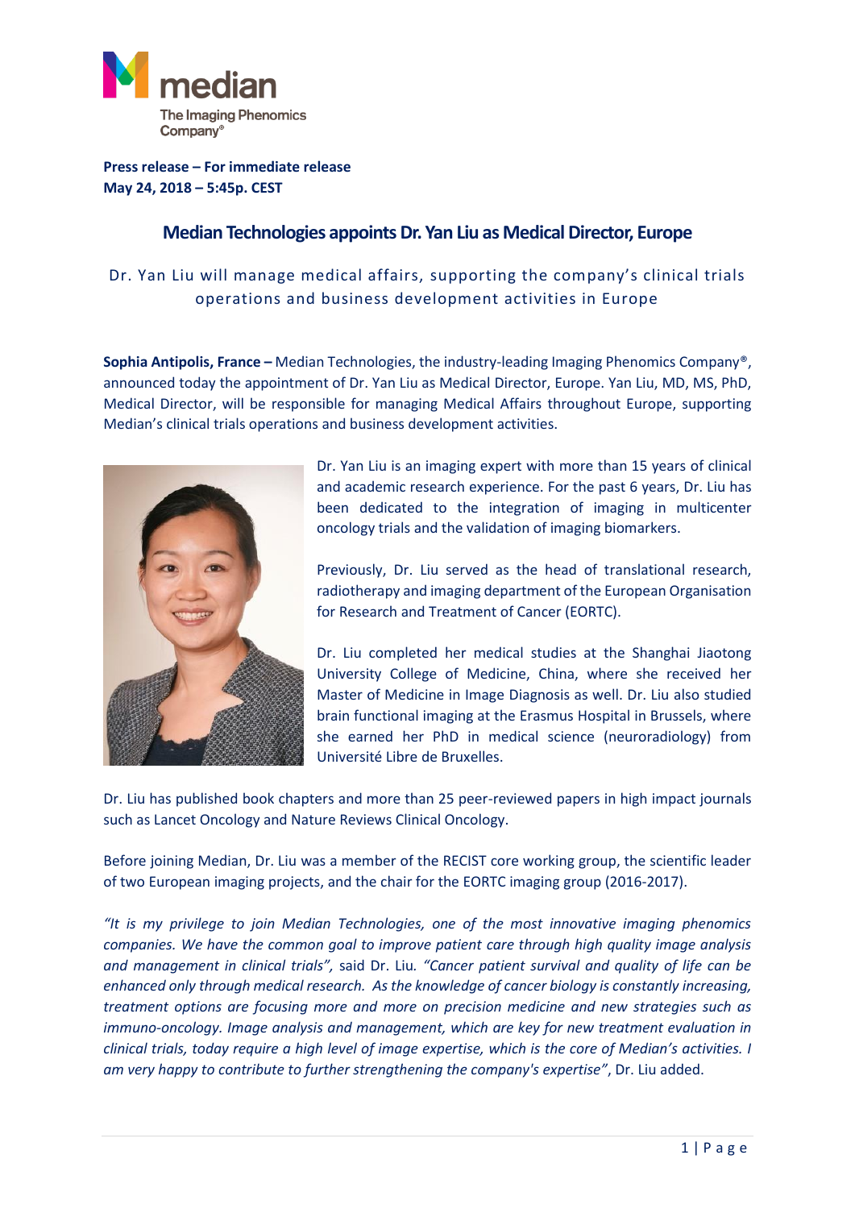median
The Imaging Phenomics Company®

**Press release – For immediate release**
**May 24, 2018 – 5:45p. CEST**

# Median Technologies appoints Dr. Yan Liu as Medical Director, Europe

Dr. Yan Liu will manage medical affairs, supporting the company's clinical trials operations and business development activities in Europe

**Sophia Antipolis, France –** Median Technologies, the industry-leading Imaging Phenomics Company®, announced today the appointment of Dr. Yan Liu as Medical Director, Europe. Yan Liu, MD, MS, PhD, Medical Director, will be responsible for managing Medical Affairs throughout Europe, supporting Median's clinical trials operations and business development activities.

Dr. Yan Liu is an imaging expert with more than 15 years of clinical and academic research experience. For the past 6 years, Dr. Liu has been dedicated to the integration of imaging in multicenter oncology trials and the validation of imaging biomarkers.

Previously, Dr. Liu served as the head of translational research, radiotherapy and imaging department of the European Organisation for Research and Treatment of Cancer (EORTC).

Dr. Liu completed her medical studies at the Shanghai Jiaotong University College of Medicine, China, where she received her Master of Medicine in Image Diagnosis as well. Dr. Liu also studied brain functional imaging at the Erasmus Hospital in Brussels, where she earned her PhD in medical science (neuroradiology) from Université Libre de Bruxelles.

Dr. Liu has published book chapters and more than 25 peer-reviewed papers in high impact journals such as Lancet Oncology and Nature Reviews Clinical Oncology.

Before joining Median, Dr. Liu was a member of the RECIST core working group, the scientific leader of two European imaging projects, and the chair for the EORTC imaging group (2016-2017).

*"It is my privilege to join Median Technologies, one of the most innovative imaging phenomics companies. We have the common goal to improve patient care through high quality image analysis and management in clinical trials"*, said Dr. Liu. *"Cancer patient survival and quality of life can be enhanced only through medical research. As the knowledge of cancer biology is constantly increasing, treatment options are focusing more and more on precision medicine and new strategies such as immuno-oncology. Image analysis and management, which are key for new treatment evaluation in clinical trials, today require a high level of image expertise, which is the core of Median's activities. I am very happy to contribute to further strengthening the company's expertise"*, Dr. Liu added.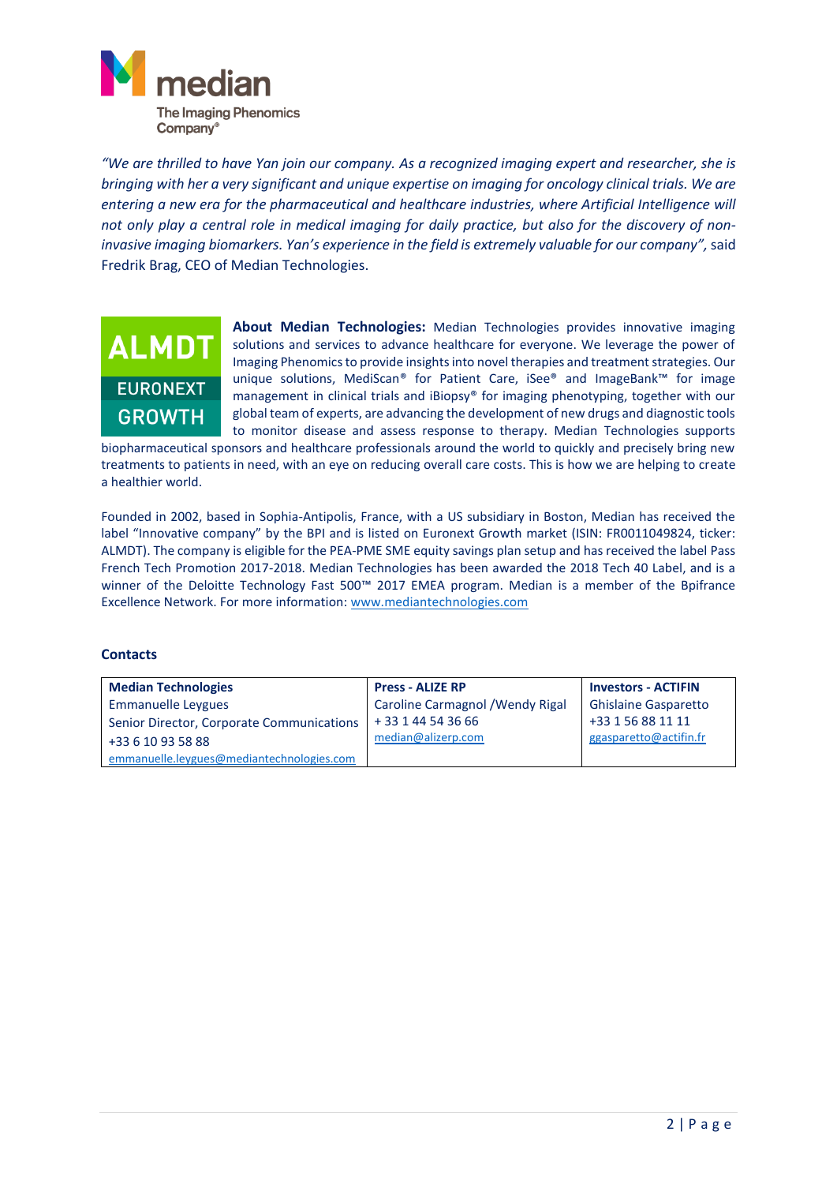*"We are thrilled to have Yan join our company. As a recognized imaging expert and researcher, she is bringing with her a very significant and unique expertise on imaging for oncology clinical trials. We are entering a new era for the pharmaceutical and healthcare industries, where Artificial Intelligence will not only play a central role in medical imaging for daily practice, but also for the discovery of non-invasive imaging biomarkers. Yan's experience in the field is extremely valuable for our company",* said Fredrik Brag, CEO of Median Technologies.

ALMDT
EURONEXT
GROWTH

**About Median Technologies:** Median Technologies provides innovative imaging solutions and services to advance healthcare for everyone. We leverage the power of Imaging Phenomics to provide insights into novel therapies and treatment strategies. Our unique solutions, MediScan® for Patient Care, iSee® and ImageBank™ for image management in clinical trials and iBiopsy® for imaging phenotyping, together with our global team of experts, are advancing the development of new drugs and diagnostic tools to monitor disease and assess response to therapy. Median Technologies supports biopharmaceutical sponsors and healthcare professionals around the world to quickly and precisely bring new treatments to patients in need, with an eye on reducing overall care costs. This is how we are helping to create a healthier world.

Founded in 2002, based in Sophia-Antipolis, France, with a US subsidiary in Boston, Median has received the label "Innovative company" by the BPI and is listed on Euronext Growth market (ISIN: FR0011049824, ticker: ALMDT). The company is eligible for the PEA-PME SME equity savings plan setup and has received the label Pass French Tech Promotion 2017-2018. Median Technologies has been awarded the 2018 Tech 40 Label, and is a winner of the Deloitte Technology Fast 500™ 2017 EMEA program. Median is a member of the Bpifrance Excellence Network. For more information: www.mediantechnologies.com

## Contacts

| **Median Technologies** | **Press - ALIZE RP** | **Investors - ACTIFIN** |
|---|---|---|
| Emmanuelle Leygues<br>Senior Director, Corporate Communications<br>+33 6 10 93 58 88<br>emmanuelle.leygues@mediantechnologies.com | Caroline Carmagnol /Wendy Rigal<br>+ 33 1 44 54 36 66<br>median@alizerp.com | Ghislaine Gasparetto<br>+33 1 56 88 11 11<br>ggasparetto@actifin.fr |